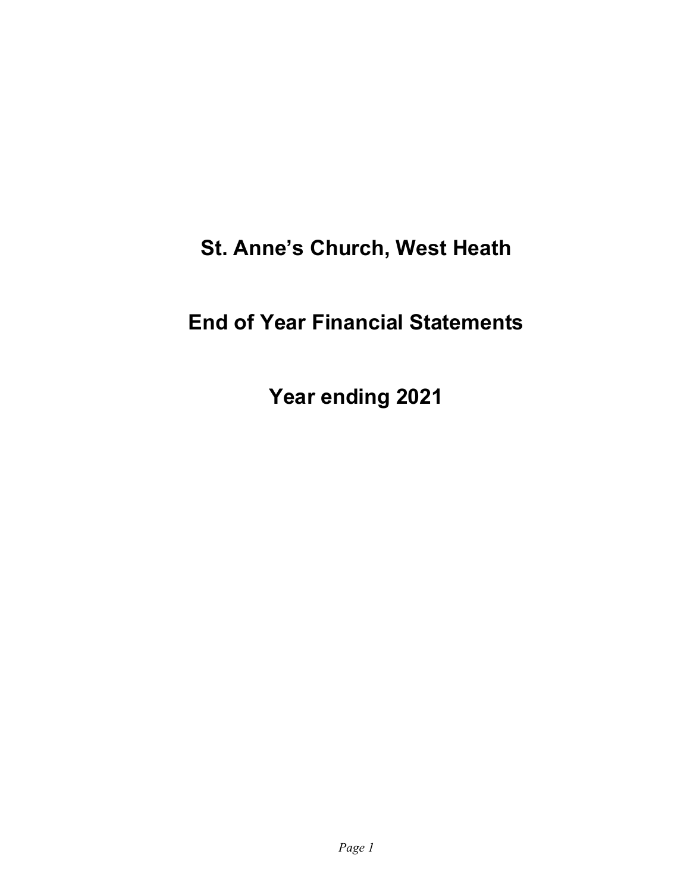# St. Anne's Church, West Heath

# End of Year Financial Statements

# Year ending 2021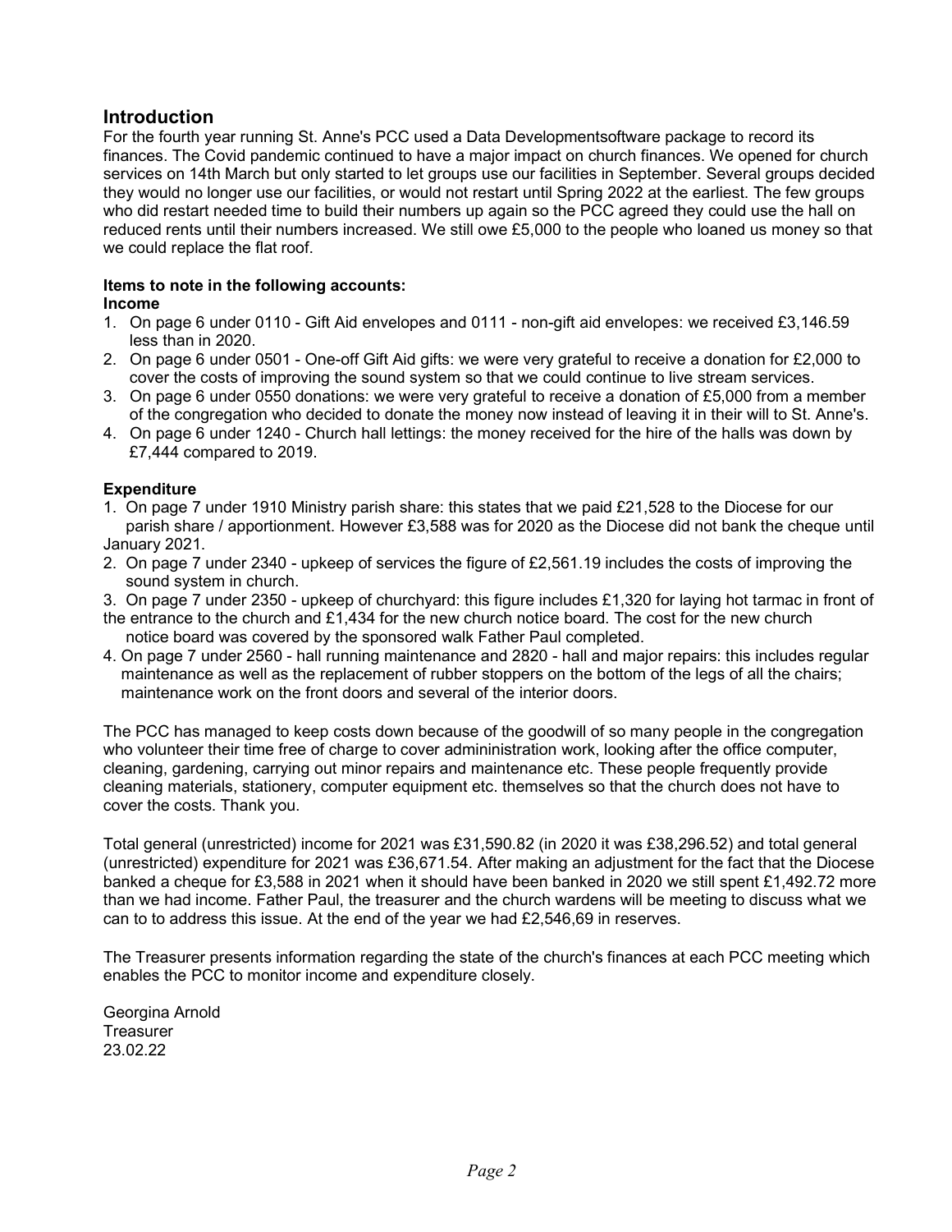## Introduction

For the fourth year running St. Anne's PCC used a Data Developmentsoftware package to record its finances. The Covid pandemic continued to have a major impact on church finances. We opened for church services on 14th March but only started to let groups use our facilities in September. Several groups decided they would no longer use our facilities, or would not restart until Spring 2022 at the earliest. The few groups who did restart needed time to build their numbers up again so the PCC agreed they could use the hall on reduced rents until their numbers increased. We still owe £5,000 to the people who loaned us money so that we could replace the flat roof.

**Items to note in the following accounts:**

**Income**

1. On page 6 under 0110 - Gift Aid envelopes and 0111 - non-gift aid envelopes: we received £3,146.59 less than in 2020.
2. On page 6 under 0501 - One-off Gift Aid gifts: we were very grateful to receive a donation for £2,000 to cover the costs of improving the sound system so that we could continue to live stream services.
3. On page 6 under 0550 donations: we were very grateful to receive a donation of £5,000 from a member of the congregation who decided to donate the money now instead of leaving it in their will to St. Anne's.
4. On page 6 under 1240 - Church hall lettings: the money received for the hire of the halls was down by £7,444 compared to 2019.

**Expenditure**

1. On page 7 under 1910 Ministry parish share: this states that we paid £21,528 to the Diocese for our parish share / apportionment. However £3,588 was for 2020 as the Diocese did not bank the cheque until January 2021.
2. On page 7 under 2340 - upkeep of services the figure of £2,561.19 includes the costs of improving the sound system in church.
3. On page 7 under 2350 - upkeep of churchyard: this figure includes £1,320 for laying hot tarmac in front of the entrance to the church and £1,434 for the new church notice board. The cost for the new church notice board was covered by the sponsored walk Father Paul completed.
4. On page 7 under 2560 - hall running maintenance and 2820 - hall and major repairs: this includes regular maintenance as well as the replacement of rubber stoppers on the bottom of the legs of all the chairs; maintenance work on the front doors and several of the interior doors.

The PCC has managed to keep costs down because of the goodwill of so many people in the congregation who volunteer their time free of charge to cover admininistration work, looking after the office computer, cleaning, gardening, carrying out minor repairs and maintenance etc. These people frequently provide cleaning materials, stationery, computer equipment etc. themselves so that the church does not have to cover the costs. Thank you.

Total general (unrestricted) income for 2021 was £31,590.82 (in 2020 it was £38,296.52) and total general (unrestricted) expenditure for 2021 was £36,671.54. After making an adjustment for the fact that the Diocese banked a cheque for £3,588 in 2021 when it should have been banked in 2020 we still spent £1,492.72 more than we had income. Father Paul, the treasurer and the church wardens will be meeting to discuss what we can to to address this issue. At the end of the year we had £2,546,69 in reserves.

The Treasurer presents information regarding the state of the church's finances at each PCC meeting which enables the PCC to monitor income and expenditure closely.

Georgina Arnold
Treasurer
23.02.22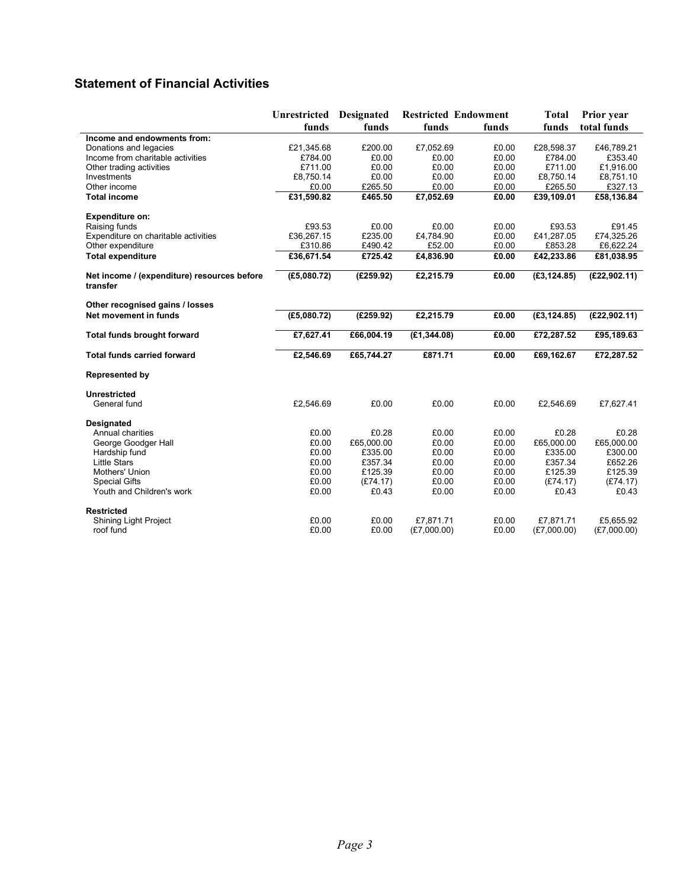## Statement of Financial Activities

| | Unrestricted funds | Designated funds | Restricted funds | Endowment funds | Total funds | Prior year total funds |
|---|---|---|---|---|---|---|
| **Income and endowments from:** | | | | | | |
| Donations and legacies | £21,345.68 | £200.00 | £7,052.69 | £0.00 | £28,598.37 | £46,789.21 |
| Income from charitable activities | £784.00 | £0.00 | £0.00 | £0.00 | £784.00 | £353.40 |
| Other trading activities | £711.00 | £0.00 | £0.00 | £0.00 | £711.00 | £1,916.00 |
| Investments | £8,750.14 | £0.00 | £0.00 | £0.00 | £8,750.14 | £8,751.10 |
| Other income | £0.00 | £265.50 | £0.00 | £0.00 | £265.50 | £327.13 |
| **Total income** | **£31,590.82** | **£465.50** | **£7,052.69** | **£0.00** | **£39,109.01** | **£58,136.84** |
| **Expenditure on:** | | | | | | |
| Raising funds | £93.53 | £0.00 | £0.00 | £0.00 | £93.53 | £91.45 |
| Expenditure on charitable activities | £36,267.15 | £235.00 | £4,784.90 | £0.00 | £41,287.05 | £74,325.26 |
| Other expenditure | £310.86 | £490.42 | £52.00 | £0.00 | £853.28 | £6,622.24 |
| **Total expenditure** | **£36,671.54** | **£725.42** | **£4,836.90** | **£0.00** | **£42,233.86** | **£81,038.95** |
| **Net income / (expenditure) resources before transfer** | **(£5,080.72)** | **(£259.92)** | **£2,215.79** | **£0.00** | **(£3,124.85)** | **(£22,902.11)** |
| **Other recognised gains / losses** | | | | | | |
| **Net movement in funds** | **(£5,080.72)** | **(£259.92)** | **£2,215.79** | **£0.00** | **(£3,124.85)** | **(£22,902.11)** |
| **Total funds brought forward** | **£7,627.41** | **£66,004.19** | **(£1,344.08)** | **£0.00** | **£72,287.52** | **£95,189.63** |
| **Total funds carried forward** | **£2,546.69** | **£65,744.27** | **£871.71** | **£0.00** | **£69,162.67** | **£72,287.52** |
| **Represented by** | | | | | | |
| **Unrestricted** | | | | | | |
| General fund | £2,546.69 | £0.00 | £0.00 | £0.00 | £2,546.69 | £7,627.41 |
| **Designated** | | | | | | |
| Annual charities | £0.00 | £0.28 | £0.00 | £0.00 | £0.28 | £0.28 |
| George Goodger Hall | £0.00 | £65,000.00 | £0.00 | £0.00 | £65,000.00 | £65,000.00 |
| Hardship fund | £0.00 | £335.00 | £0.00 | £0.00 | £335.00 | £300.00 |
| Little Stars | £0.00 | £357.34 | £0.00 | £0.00 | £357.34 | £652.26 |
| Mothers' Union | £0.00 | £125.39 | £0.00 | £0.00 | £125.39 | £125.39 |
| Special Gifts | £0.00 | (£74.17) | £0.00 | £0.00 | (£74.17) | (£74.17) |
| Youth and Children's work | £0.00 | £0.43 | £0.00 | £0.00 | £0.43 | £0.43 |
| **Restricted** | | | | | | |
| Shining Light Project | £0.00 | £0.00 | £7,871.71 | £0.00 | £7,871.71 | £5,655.92 |
| roof fund | £0.00 | £0.00 | (£7,000.00) | £0.00 | (£7,000.00) | (£7,000.00) |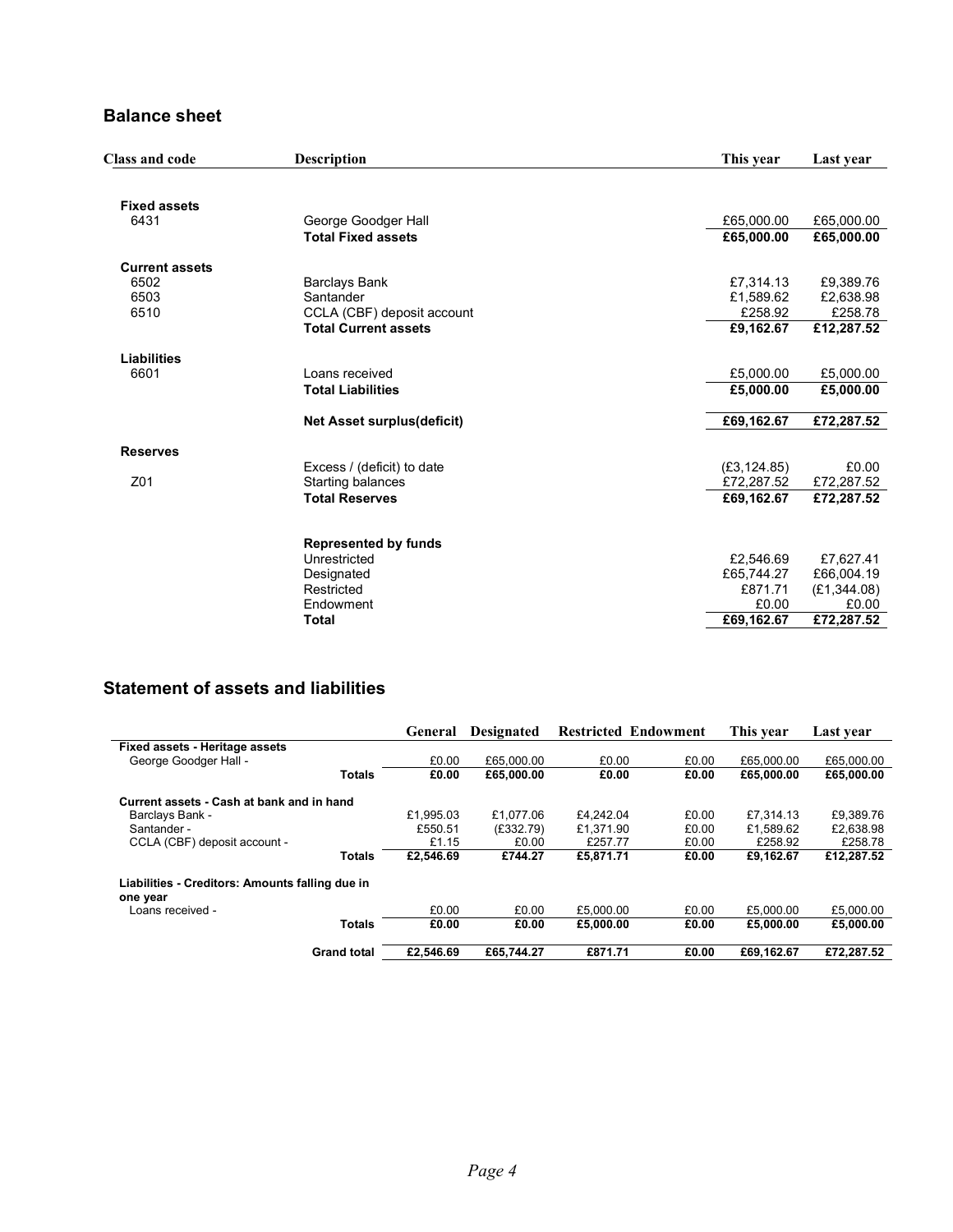## Balance sheet

| Class and code | Description | This year | Last year |
|---|---|---|---|
| **Fixed assets** | | | |
| 6431 | George Goodger Hall | £65,000.00 | £65,000.00 |
| | **Total Fixed assets** | **£65,000.00** | **£65,000.00** |
| **Current assets** | | | |
| 6502 | Barclays Bank | £7,314.13 | £9,389.76 |
| 6503 | Santander | £1,589.62 | £2,638.98 |
| 6510 | CCLA (CBF) deposit account | £258.92 | £258.78 |
| | **Total Current assets** | **£9,162.67** | **£12,287.52** |
| **Liabilities** | | | |
| 6601 | Loans received | £5,000.00 | £5,000.00 |
| | **Total Liabilities** | **£5,000.00** | **£5,000.00** |
| | **Net Asset surplus(deficit)** | **£69,162.67** | **£72,287.52** |
| **Reserves** | | | |
| | Excess / (deficit) to date | (£3,124.85) | £0.00 |
| Z01 | Starting balances | £72,287.52 | £72,287.52 |
| | **Total Reserves** | **£69,162.67** | **£72,287.52** |
| | **Represented by funds** | | |
| | Unrestricted | £2,546.69 | £7,627.41 |
| | Designated | £65,744.27 | £66,004.19 |
| | Restricted | £871.71 | (£1,344.08) |
| | Endowment | £0.00 | £0.00 |
| | **Total** | **£69,162.67** | **£72,287.52** |

## Statement of assets and liabilities

| | General | Designated | Restricted | Endowment | This year | Last year |
|---|---|---|---|---|---|---|
| **Fixed assets - Heritage assets** | | | | | | |
| George Goodger Hall - | £0.00 | £65,000.00 | £0.00 | £0.00 | £65,000.00 | £65,000.00 |
| **Totals** | **£0.00** | **£65,000.00** | **£0.00** | **£0.00** | **£65,000.00** | **£65,000.00** |
| **Current assets - Cash at bank and in hand** | | | | | | |
| Barclays Bank - | £1,995.03 | £1,077.06 | £4,242.04 | £0.00 | £7,314.13 | £9,389.76 |
| Santander - | £550.51 | (£332.79) | £1,371.90 | £0.00 | £1,589.62 | £2,638.98 |
| CCLA (CBF) deposit account - | £1.15 | £0.00 | £257.77 | £0.00 | £258.92 | £258.78 |
| **Totals** | **£2,546.69** | **£744.27** | **£5,871.71** | **£0.00** | **£9,162.67** | **£12,287.52** |
| **Liabilities - Creditors: Amounts falling due in one year** | | | | | | |
| Loans received - | £0.00 | £0.00 | £5,000.00 | £0.00 | £5,000.00 | £5,000.00 |
| **Totals** | **£0.00** | **£0.00** | **£5,000.00** | **£0.00** | **£5,000.00** | **£5,000.00** |
| **Grand total** | **£2,546.69** | **£65,744.27** | **£871.71** | **£0.00** | **£69,162.67** | **£72,287.52** |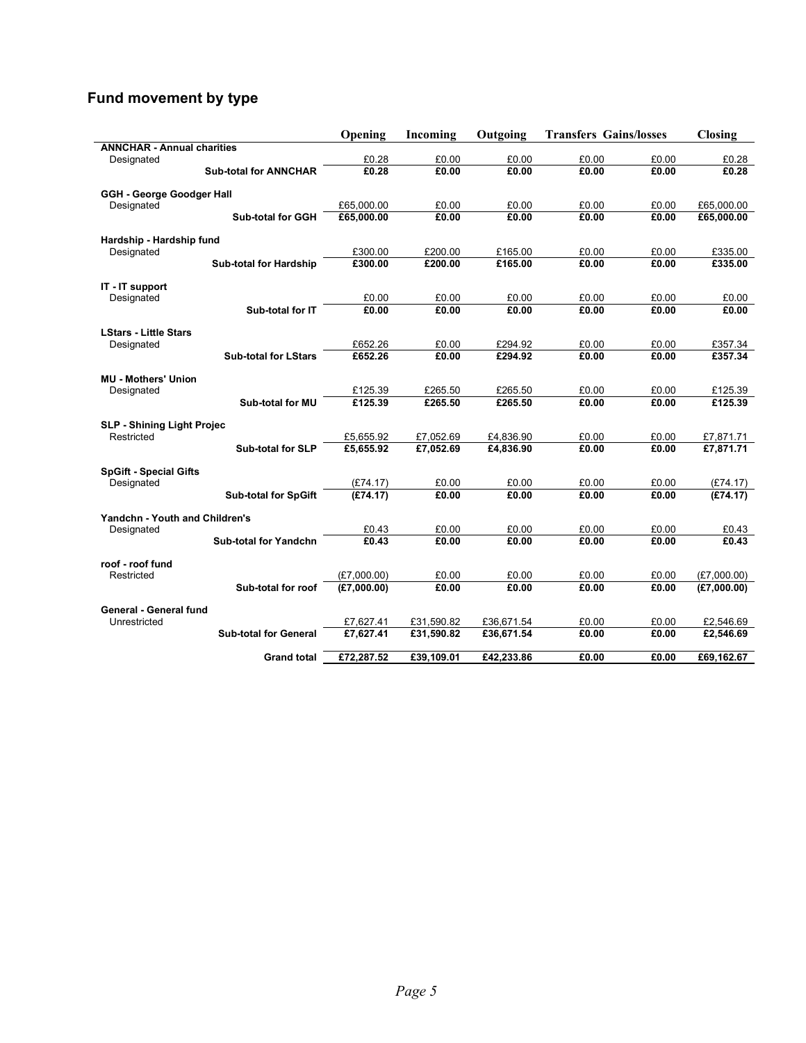## Fund movement by type

| | Opening | Incoming | Outgoing | Transfers | Gains/losses | Closing |
|---|---|---|---|---|---|---|
| **ANNCHAR - Annual charities** | | | | | | |
| Designated | £0.28 | £0.00 | £0.00 | £0.00 | £0.00 | £0.28 |
| **Sub-total for ANNCHAR** | **£0.28** | **£0.00** | **£0.00** | **£0.00** | **£0.00** | **£0.28** |
| **GGH - George Goodger Hall** | | | | | | |
| Designated | £65,000.00 | £0.00 | £0.00 | £0.00 | £0.00 | £65,000.00 |
| **Sub-total for GGH** | **£65,000.00** | **£0.00** | **£0.00** | **£0.00** | **£0.00** | **£65,000.00** |
| **Hardship - Hardship fund** | | | | | | |
| Designated | £300.00 | £200.00 | £165.00 | £0.00 | £0.00 | £335.00 |
| **Sub-total for Hardship** | **£300.00** | **£200.00** | **£165.00** | **£0.00** | **£0.00** | **£335.00** |
| **IT - IT support** | | | | | | |
| Designated | £0.00 | £0.00 | £0.00 | £0.00 | £0.00 | £0.00 |
| **Sub-total for IT** | **£0.00** | **£0.00** | **£0.00** | **£0.00** | **£0.00** | **£0.00** |
| **LStars - Little Stars** | | | | | | |
| Designated | £652.26 | £0.00 | £294.92 | £0.00 | £0.00 | £357.34 |
| **Sub-total for LStars** | **£652.26** | **£0.00** | **£294.92** | **£0.00** | **£0.00** | **£357.34** |
| **MU - Mothers' Union** | | | | | | |
| Designated | £125.39 | £265.50 | £265.50 | £0.00 | £0.00 | £125.39 |
| **Sub-total for MU** | **£125.39** | **£265.50** | **£265.50** | **£0.00** | **£0.00** | **£125.39** |
| **SLP - Shining Light Projec** | | | | | | |
| Restricted | £5,655.92 | £7,052.69 | £4,836.90 | £0.00 | £0.00 | £7,871.71 |
| **Sub-total for SLP** | **£5,655.92** | **£7,052.69** | **£4,836.90** | **£0.00** | **£0.00** | **£7,871.71** |
| **SpGift - Special Gifts** | | | | | | |
| Designated | (£74.17) | £0.00 | £0.00 | £0.00 | £0.00 | (£74.17) |
| **Sub-total for SpGift** | **(£74.17)** | **£0.00** | **£0.00** | **£0.00** | **£0.00** | **(£74.17)** |
| **Yandchn - Youth and Children's** | | | | | | |
| Designated | £0.43 | £0.00 | £0.00 | £0.00 | £0.00 | £0.43 |
| **Sub-total for Yandchn** | **£0.43** | **£0.00** | **£0.00** | **£0.00** | **£0.00** | **£0.43** |
| **roof - roof fund** | | | | | | |
| Restricted | (£7,000.00) | £0.00 | £0.00 | £0.00 | £0.00 | (£7,000.00) |
| **Sub-total for roof** | **(£7,000.00)** | **£0.00** | **£0.00** | **£0.00** | **£0.00** | **(£7,000.00)** |
| **General - General fund** | | | | | | |
| Unrestricted | £7,627.41 | £31,590.82 | £36,671.54 | £0.00 | £0.00 | £2,546.69 |
| **Sub-total for General** | **£7,627.41** | **£31,590.82** | **£36,671.54** | **£0.00** | **£0.00** | **£2,546.69** |
| **Grand total** | **£72,287.52** | **£39,109.01** | **£42,233.86** | **£0.00** | **£0.00** | **£69,162.67** |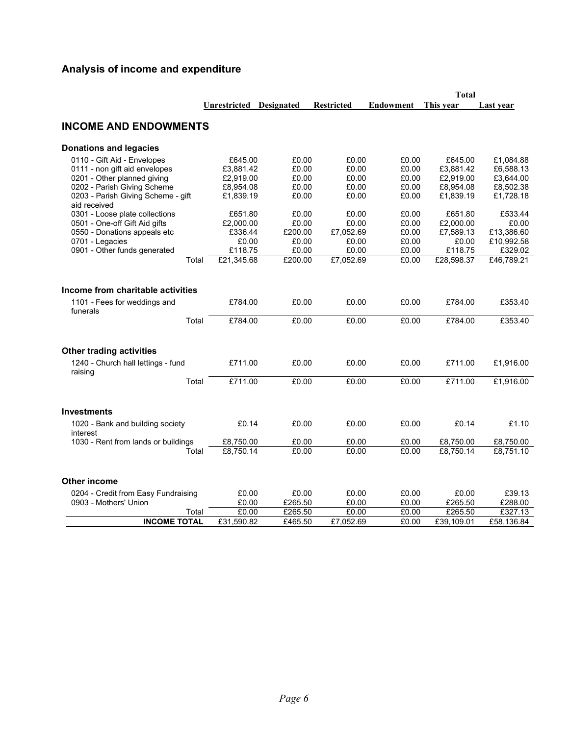## Analysis of income and expenditure

| | Unrestricted | Designated | Restricted | Endowment | Total This year | Total Last year |
|---|---|---|---|---|---|---|
| **INCOME AND ENDOWMENTS** | | | | | | |
| **Donations and legacies** | | | | | | |
| 0110 - Gift Aid - Envelopes | £645.00 | £0.00 | £0.00 | £0.00 | £645.00 | £1,084.88 |
| 0111 - non gift aid envelopes | £3,881.42 | £0.00 | £0.00 | £0.00 | £3,881.42 | £6,588.13 |
| 0201 - Other planned giving | £2,919.00 | £0.00 | £0.00 | £0.00 | £2,919.00 | £3,644.00 |
| 0202 - Parish Giving Scheme | £8,954.08 | £0.00 | £0.00 | £0.00 | £8,954.08 | £8,502.38 |
| 0203 - Parish Giving Scheme - gift aid received | £1,839.19 | £0.00 | £0.00 | £0.00 | £1,839.19 | £1,728.18 |
| 0301 - Loose plate collections | £651.80 | £0.00 | £0.00 | £0.00 | £651.80 | £533.44 |
| 0501 - One-off Gift Aid gifts | £2,000.00 | £0.00 | £0.00 | £0.00 | £2,000.00 | £0.00 |
| 0550 - Donations appeals etc | £336.44 | £200.00 | £7,052.69 | £0.00 | £7,589.13 | £13,386.60 |
| 0701 - Legacies | £0.00 | £0.00 | £0.00 | £0.00 | £0.00 | £10,992.58 |
| 0901 - Other funds generated | £118.75 | £0.00 | £0.00 | £0.00 | £118.75 | £329.02 |
| Total | £21,345.68 | £200.00 | £7,052.69 | £0.00 | £28,598.37 | £46,789.21 |
| **Income from charitable activities** | | | | | | |
| 1101 - Fees for weddings and funerals | £784.00 | £0.00 | £0.00 | £0.00 | £784.00 | £353.40 |
| Total | £784.00 | £0.00 | £0.00 | £0.00 | £784.00 | £353.40 |
| **Other trading activities** | | | | | | |
| 1240 - Church hall lettings - fund raising | £711.00 | £0.00 | £0.00 | £0.00 | £711.00 | £1,916.00 |
| Total | £711.00 | £0.00 | £0.00 | £0.00 | £711.00 | £1,916.00 |
| **Investments** | | | | | | |
| 1020 - Bank and building society interest | £0.14 | £0.00 | £0.00 | £0.00 | £0.14 | £1.10 |
| 1030 - Rent from lands or buildings | £8,750.00 | £0.00 | £0.00 | £0.00 | £8,750.00 | £8,750.00 |
| Total | £8,750.14 | £0.00 | £0.00 | £0.00 | £8,750.14 | £8,751.10 |
| **Other income** | | | | | | |
| 0204 - Credit from Easy Fundraising | £0.00 | £0.00 | £0.00 | £0.00 | £0.00 | £39.13 |
| 0903 - Mothers' Union | £0.00 | £265.50 | £0.00 | £0.00 | £265.50 | £288.00 |
| Total | £0.00 | £265.50 | £0.00 | £0.00 | £265.50 | £327.13 |
| **INCOME TOTAL** | £31,590.82 | £465.50 | £7,052.69 | £0.00 | £39,109.01 | £58,136.84 |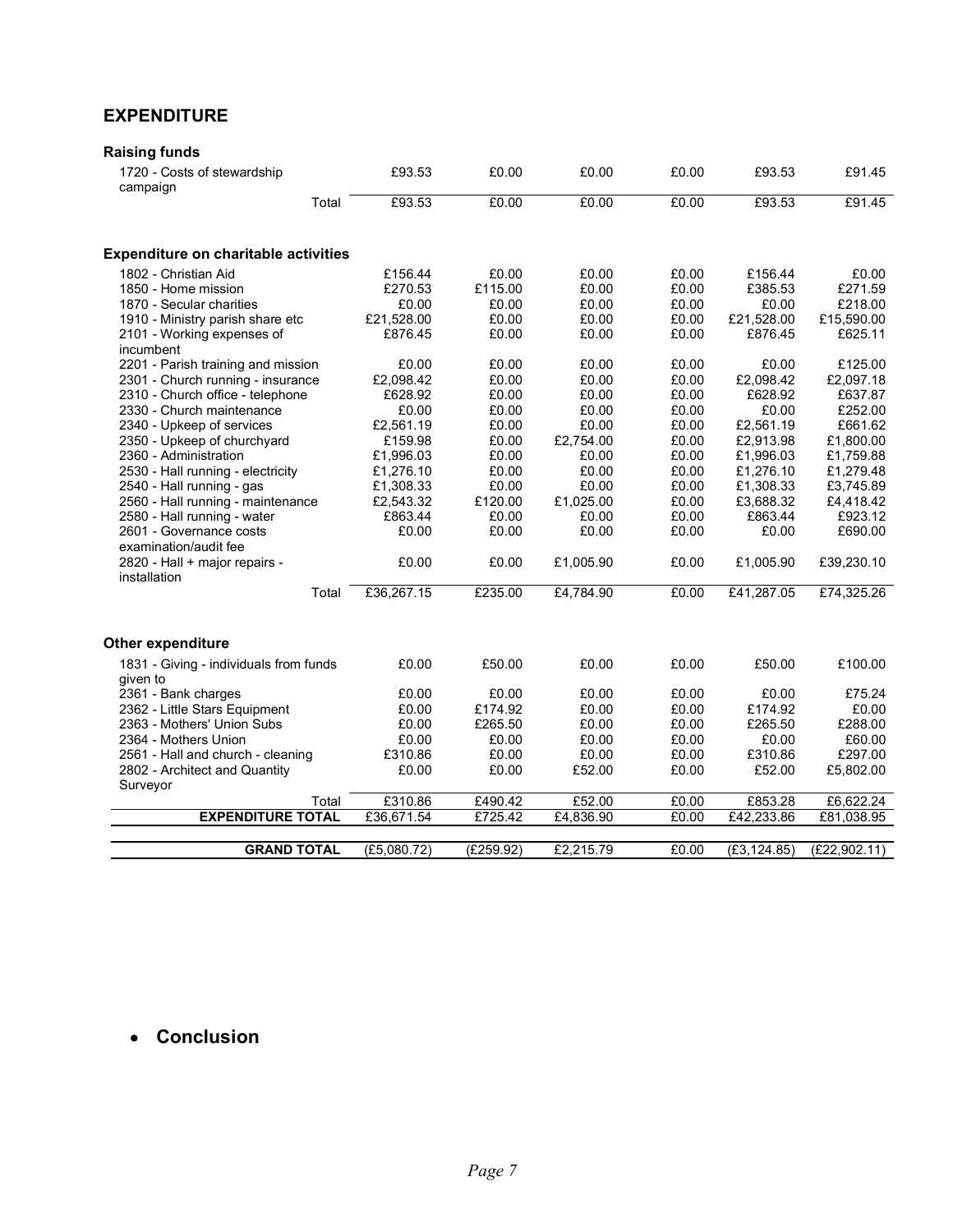## EXPENDITURE

| | | | | | | |
|---|---|---|---|---|---|---|
| **Raising funds** | | | | | | |
| 1720 - Costs of stewardship campaign | £93.53 | £0.00 | £0.00 | £0.00 | £93.53 | £91.45 |
| Total | £93.53 | £0.00 | £0.00 | £0.00 | £93.53 | £91.45 |
| **Expenditure on charitable activities** | | | | | | |
| 1802 - Christian Aid | £156.44 | £0.00 | £0.00 | £0.00 | £156.44 | £0.00 |
| 1850 - Home mission | £270.53 | £115.00 | £0.00 | £0.00 | £385.53 | £271.59 |
| 1870 - Secular charities | £0.00 | £0.00 | £0.00 | £0.00 | £0.00 | £218.00 |
| 1910 - Ministry parish share etc | £21,528.00 | £0.00 | £0.00 | £0.00 | £21,528.00 | £15,590.00 |
| 2101 - Working expenses of incumbent | £876.45 | £0.00 | £0.00 | £0.00 | £876.45 | £625.11 |
| 2201 - Parish training and mission | £0.00 | £0.00 | £0.00 | £0.00 | £0.00 | £125.00 |
| 2301 - Church running - insurance | £2,098.42 | £0.00 | £0.00 | £0.00 | £2,098.42 | £2,097.18 |
| 2310 - Church office - telephone | £628.92 | £0.00 | £0.00 | £0.00 | £628.92 | £637.87 |
| 2330 - Church maintenance | £0.00 | £0.00 | £0.00 | £0.00 | £0.00 | £252.00 |
| 2340 - Upkeep of services | £2,561.19 | £0.00 | £0.00 | £0.00 | £2,561.19 | £661.62 |
| 2350 - Upkeep of churchyard | £159.98 | £0.00 | £2,754.00 | £0.00 | £2,913.98 | £1,800.00 |
| 2360 - Administration | £1,996.03 | £0.00 | £0.00 | £0.00 | £1,996.03 | £1,759.88 |
| 2530 - Hall running - electricity | £1,276.10 | £0.00 | £0.00 | £0.00 | £1,276.10 | £1,279.48 |
| 2540 - Hall running - gas | £1,308.33 | £0.00 | £0.00 | £0.00 | £1,308.33 | £3,745.89 |
| 2560 - Hall running - maintenance | £2,543.32 | £120.00 | £1,025.00 | £0.00 | £3,688.32 | £4,418.42 |
| 2580 - Hall running - water | £863.44 | £0.00 | £0.00 | £0.00 | £863.44 | £923.12 |
| 2601 - Governance costs examination/audit fee | £0.00 | £0.00 | £0.00 | £0.00 | £0.00 | £690.00 |
| 2820 - Hall + major repairs - installation | £0.00 | £0.00 | £1,005.90 | £0.00 | £1,005.90 | £39,230.10 |
| Total | £36,267.15 | £235.00 | £4,784.90 | £0.00 | £41,287.05 | £74,325.26 |
| **Other expenditure** | | | | | | |
| 1831 - Giving - individuals from funds given to | £0.00 | £50.00 | £0.00 | £0.00 | £50.00 | £100.00 |
| 2361 - Bank charges | £0.00 | £0.00 | £0.00 | £0.00 | £0.00 | £75.24 |
| 2362 - Little Stars Equipment | £0.00 | £174.92 | £0.00 | £0.00 | £174.92 | £0.00 |
| 2363 - Mothers' Union Subs | £0.00 | £265.50 | £0.00 | £0.00 | £265.50 | £288.00 |
| 2364 - Mothers Union | £0.00 | £0.00 | £0.00 | £0.00 | £0.00 | £60.00 |
| 2561 - Hall and church - cleaning | £310.86 | £0.00 | £0.00 | £0.00 | £310.86 | £297.00 |
| 2802 - Architect and Quantity Surveyor | £0.00 | £0.00 | £52.00 | £0.00 | £52.00 | £5,802.00 |
| Total | £310.86 | £490.42 | £52.00 | £0.00 | £853.28 | £6,622.24 |
| **EXPENDITURE TOTAL** | £36,671.54 | £725.42 | £4,836.90 | £0.00 | £42,233.86 | £81,038.95 |
| **GRAND TOTAL** | (£5,080.72) | (£259.92) | £2,215.79 | £0.00 | (£3,124.85) | (£22,902.11) |

- **Conclusion**